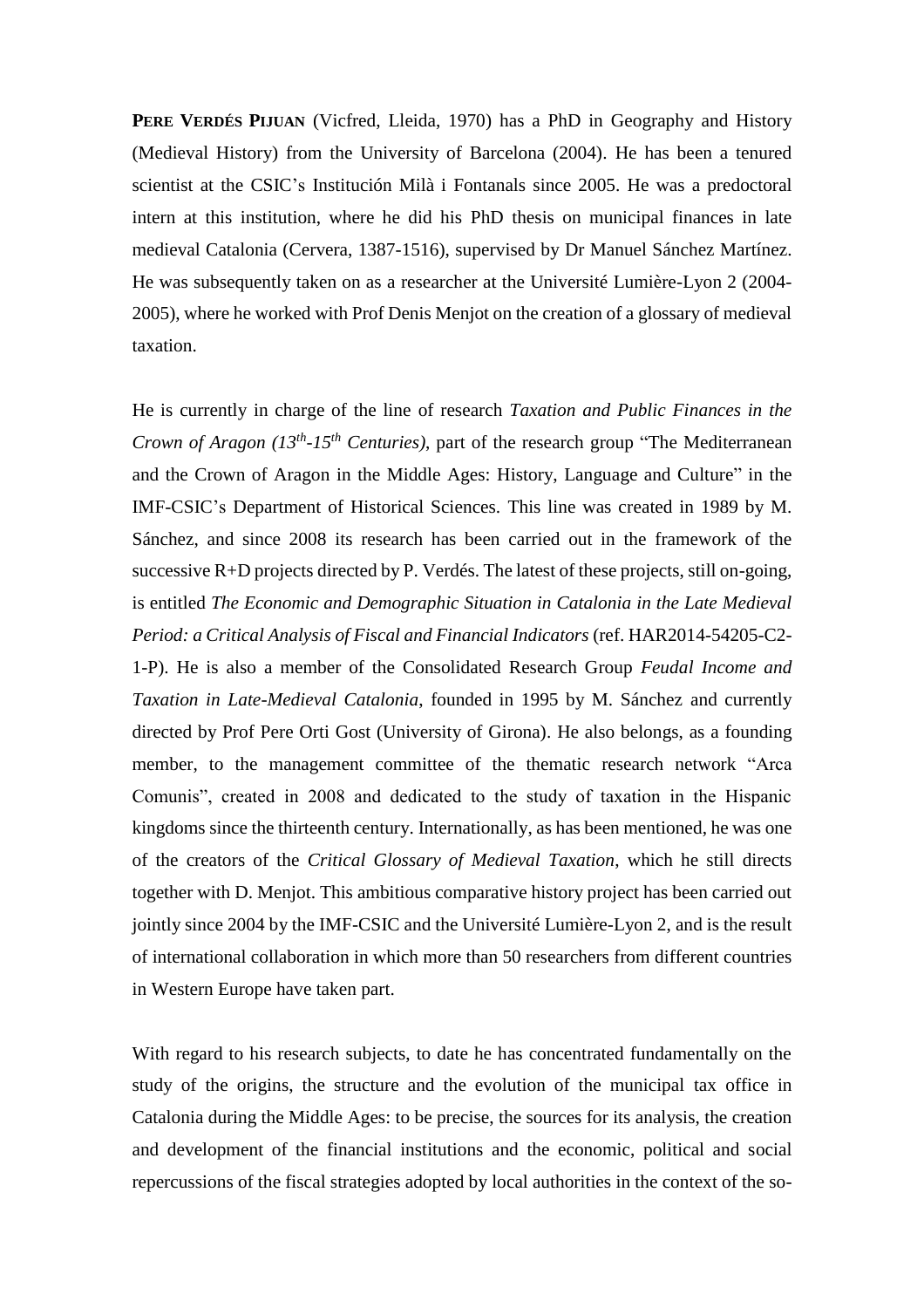**PERE VERDÉS PIJUAN** (Vicfred, Lleida, 1970) has a PhD in Geography and History (Medieval History) from the University of Barcelona (2004). He has been a tenured scientist at the CSIC's Institución Milà i Fontanals since 2005. He was a predoctoral intern at this institution, where he did his PhD thesis on municipal finances in late medieval Catalonia (Cervera, 1387-1516), supervised by Dr Manuel Sánchez Martínez. He was subsequently taken on as a researcher at the Université Lumière-Lyon 2 (2004-2005), where he worked with Prof Denis Menjot on the creation of a glossary of medieval taxation.

He is currently in charge of the line of research *Taxation and Public Finances in the Crown of Aragon (13th-15th Centuries)*, part of the research group "The Mediterranean and the Crown of Aragon in the Middle Ages: History, Language and Culture" in the IMF-CSIC's Department of Historical Sciences. This line was created in 1989 by M. Sánchez, and since 2008 its research has been carried out in the framework of the successive R+D projects directed by P. Verdés. The latest of these projects, still on-going, is entitled *The Economic and Demographic Situation in Catalonia in the Late Medieval Period: a Critical Analysis of Fiscal and Financial Indicators* (ref. HAR2014-54205-C2-1-P). He is also a member of the Consolidated Research Group *Feudal Income and Taxation in Late-Medieval Catalonia*, founded in 1995 by M. Sánchez and currently directed by Prof Pere Orti Gost (University of Girona). He also belongs, as a founding member, to the management committee of the thematic research network "Arca Comunis", created in 2008 and dedicated to the study of taxation in the Hispanic kingdoms since the thirteenth century. Internationally, as has been mentioned, he was one of the creators of the *Critical Glossary of Medieval Taxation*, which he still directs together with D. Menjot. This ambitious comparative history project has been carried out jointly since 2004 by the IMF-CSIC and the Université Lumière-Lyon 2, and is the result of international collaboration in which more than 50 researchers from different countries in Western Europe have taken part.

With regard to his research subjects, to date he has concentrated fundamentally on the study of the origins, the structure and the evolution of the municipal tax office in Catalonia during the Middle Ages: to be precise, the sources for its analysis, the creation and development of the financial institutions and the economic, political and social repercussions of the fiscal strategies adopted by local authorities in the context of the so-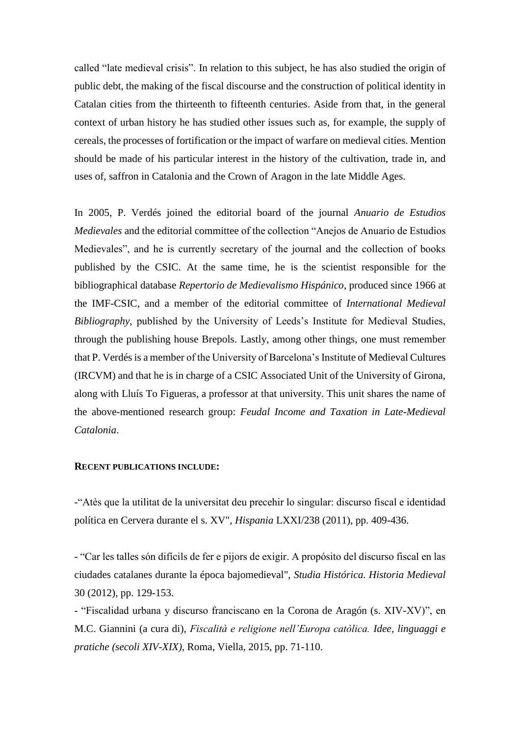called "late medieval crisis". In relation to this subject, he has also studied the origin of public debt, the making of the fiscal discourse and the construction of political identity in Catalan cities from the thirteenth to fifteenth centuries. Aside from that, in the general context of urban history he has studied other issues such as, for example, the supply of cereals, the processes of fortification or the impact of warfare on medieval cities. Mention should be made of his particular interest in the history of the cultivation, trade in, and uses of, saffron in Catalonia and the Crown of Aragon in the late Middle Ages.

In 2005, P. Verdés joined the editorial board of the journal *Anuario de Estudios Medievales* and the editorial committee of the collection "Anejos de Anuario de Estudios Medievales", and he is currently secretary of the journal and the collection of books published by the CSIC. At the same time, he is the scientist responsible for the bibliographical database *Repertorio de Medievalismo Hispánico*, produced since 1966 at the IMF-CSIC, and a member of the editorial committee of *International Medieval Bibliography*, published by the University of Leeds's Institute for Medieval Studies, through the publishing house Brepols. Lastly, among other things, one must remember that P. Verdés is a member of the University of Barcelona's Institute of Medieval Cultures (IRCVM) and that he is in charge of a CSIC Associated Unit of the University of Girona, along with Lluís To Figueras, a professor at that university. This unit shares the name of the above-mentioned research group: *Feudal Income and Taxation in Late-Medieval Catalonia*.

**RECENT PUBLICATIONS INCLUDE:**

-"Atès que la utilitat de la universitat deu precehir lo singular: discurso fiscal e identidad política en Cervera durante el s. XV", *Hispania* LXXI/238 (2011), pp. 409-436.

- "Car les talles són difícils de fer e pijors de exigir. A propósito del discurso fiscal en las ciudades catalanes durante la época bajomedieval", *Studia Histórica. Historia Medieval* 30 (2012), pp. 129-153.

- "Fiscalidad urbana y discurso franciscano en la Corona de Aragón (s. XIV-XV)", en M.C. Giannini (a cura di), *Fiscalità e religione nell'Europa catòlica. Idee, linguaggi e pratiche (secoli XIV-XIX)*, Roma, Viella, 2015, pp. 71-110.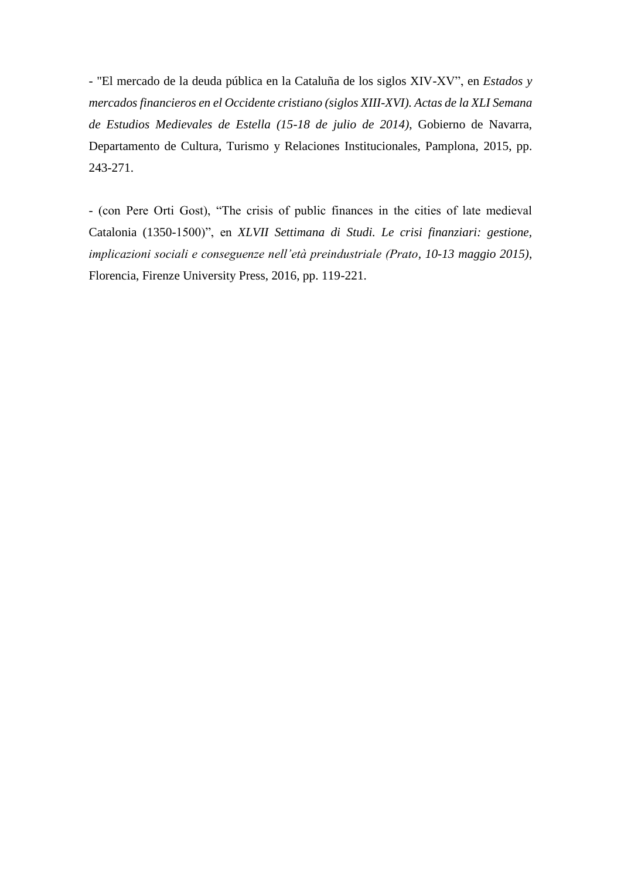- "El mercado de la deuda pública en la Cataluña de los siglos XIV-XV", en *Estados y mercados financieros en el Occidente cristiano (siglos XIII-XVI). Actas de la XLI Semana de Estudios Medievales de Estella (15-18 de julio de 2014)*, Gobierno de Navarra, Departamento de Cultura, Turismo y Relaciones Institucionales, Pamplona, 2015, pp. 243-271.

- (con Pere Orti Gost), "The crisis of public finances in the cities of late medieval Catalonia (1350-1500)", en *XLVII Settimana di Studi. Le crisi finanziari: gestione, implicazioni sociali e conseguenze nell'età preindustriale (Prato, 10-13 maggio 2015)*, Florencia, Firenze University Press, 2016, pp. 119-221.